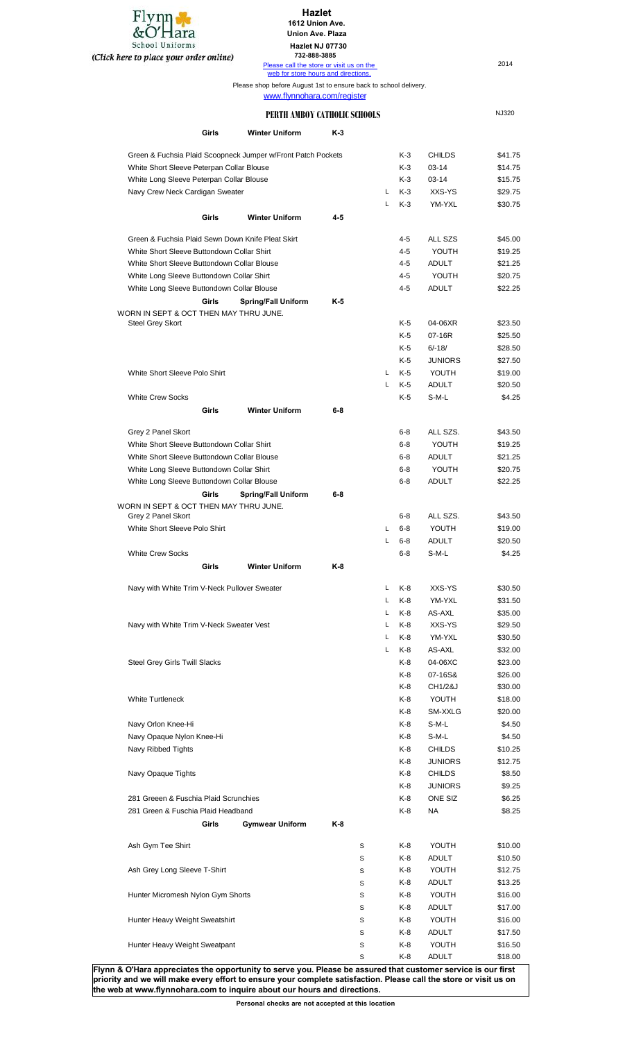Flynn & O'Hara School Uniforms

(Click here to place your order online)

**Hazlet**
**1612 Union Ave.**
**Union Ave. Plaza**
**Hazlet NJ 07730**
**732-888-3885**

Please call the store or visit us on the web for store hours and directions.

2014

Please shop before August 1st to ensure back to school delivery.

www.flynnohara.com/register

## PERTH AMBOY CATHOLIC SCHOOLS

NJ320

| Item | | Grade | Size | Price |
|---|---|---|---|---|
| **Girls — Winter Uniform — K-3** | | | | |
| Green & Fuchsia Plaid Scoopneck Jumper w/Front Patch Pockets | | K-3 | CHILDS | $41.75 |
| White Short Sleeve Peterpan Collar Blouse | | K-3 | 03-14 | $14.75 |
| White Long Sleeve Peterpan Collar Blouse | | K-3 | 03-14 | $15.75 |
| Navy Crew Neck Cardigan Sweater | L | K-3 | XXS-YS | $29.75 |
| | L | K-3 | YM-YXL | $30.75 |
| **Girls — Winter Uniform — 4-5** | | | | |
| Green & Fuchsia Plaid Sewn Down Knife Pleat Skirt | | 4-5 | ALL SZS | $45.00 |
| White Short Sleeve Buttondown Collar Shirt | | 4-5 | YOUTH | $19.25 |
| White Short Sleeve Buttondown Collar Blouse | | 4-5 | ADULT | $21.25 |
| White Long Sleeve Buttondown Collar Shirt | | 4-5 | YOUTH | $20.75 |
| White Long Sleeve Buttondown Collar Blouse | | 4-5 | ADULT | $22.25 |
| **Girls — Spring/Fall Uniform — K-5** | | | | |
| WORN IN SEPT & OCT THEN MAY THRU JUNE. | | | | |
| Steel Grey Skort | | K-5 | 04-06XR | $23.50 |
| | | K-5 | 07-16R | $25.50 |
| | | K-5 | 6/-18/ | $28.50 |
| | | K-5 | JUNIORS | $27.50 |
| White Short Sleeve Polo Shirt | L | K-5 | YOUTH | $19.00 |
| | L | K-5 | ADULT | $20.50 |
| White Crew Socks | | K-5 | S-M-L | $4.25 |
| **Girls — Winter Uniform — 6-8** | | | | |
| Grey 2 Panel Skort | | 6-8 | ALL SZS. | $43.50 |
| White Short Sleeve Buttondown Collar Shirt | | 6-8 | YOUTH | $19.25 |
| White Short Sleeve Buttondown Collar Blouse | | 6-8 | ADULT | $21.25 |
| White Long Sleeve Buttondown Collar Shirt | | 6-8 | YOUTH | $20.75 |
| White Long Sleeve Buttondown Collar Blouse | | 6-8 | ADULT | $22.25 |
| **Girls — Spring/Fall Uniform — 6-8** | | | | |
| WORN IN SEPT & OCT THEN MAY THRU JUNE. | | | | |
| Grey 2 Panel Skort | | 6-8 | ALL SZS. | $43.50 |
| White Short Sleeve Polo Shirt | L | 6-8 | YOUTH | $19.00 |
| | L | 6-8 | ADULT | $20.50 |
| White Crew Socks | | 6-8 | S-M-L | $4.25 |
| **Girls — Winter Uniform — K-8** | | | | |
| Navy with White Trim V-Neck Pullover Sweater | L | K-8 | XXS-YS | $30.50 |
| | L | K-8 | YM-YXL | $31.50 |
| | L | K-8 | AS-AXL | $35.00 |
| Navy with White Trim V-Neck Sweater Vest | L | K-8 | XXS-YS | $29.50 |
| | L | K-8 | YM-YXL | $30.50 |
| | L | K-8 | AS-AXL | $32.00 |
| Steel Grey Girls Twill Slacks | | K-8 | 04-06XC | $23.00 |
| | | K-8 | 07-16S& | $26.00 |
| | | K-8 | CH1/2&J | $30.00 |
| White Turtleneck | | K-8 | YOUTH | $18.00 |
| | | K-8 | SM-XXLG | $20.00 |
| Navy Orlon Knee-Hi | | K-8 | S-M-L | $4.50 |
| Navy Opaque Nylon Knee-Hi | | K-8 | S-M-L | $4.50 |
| Navy Ribbed Tights | | K-8 | CHILDS | $10.25 |
| | | K-8 | JUNIORS | $12.75 |
| Navy Opaque Tights | | K-8 | CHILDS | $8.50 |
| | | K-8 | JUNIORS | $9.25 |
| 281 Greeen & Fuschia Plaid Scrunchies | | K-8 | ONE SIZ | $6.25 |
| 281 Green & Fuschia Plaid Headband | | K-8 | NA | $8.25 |
| **Girls — Gymwear Uniform — K-8** | | | | |
| Ash Gym Tee Shirt | S | K-8 | YOUTH | $10.00 |
| | S | K-8 | ADULT | $10.50 |
| Ash Grey Long Sleeve T-Shirt | S | K-8 | YOUTH | $12.75 |
| | S | K-8 | ADULT | $13.25 |
| Hunter Micromesh Nylon Gym Shorts | S | K-8 | YOUTH | $16.00 |
| | S | K-8 | ADULT | $17.00 |
| Hunter Heavy Weight Sweatshirt | S | K-8 | YOUTH | $16.00 |
| | S | K-8 | ADULT | $17.50 |
| Hunter Heavy Weight Sweatpant | S | K-8 | YOUTH | $16.50 |
| | S | K-8 | ADULT | $18.00 |

**Flynn & O'Hara appreciates the opportunity to serve you. Please be assured that customer service is our first priority and we will make every effort to ensure your complete satisfaction. Please call the store or visit us on the web at www.flynnohara.com to inquire about our hours and directions.**

**Personal checks are not accepted at this location**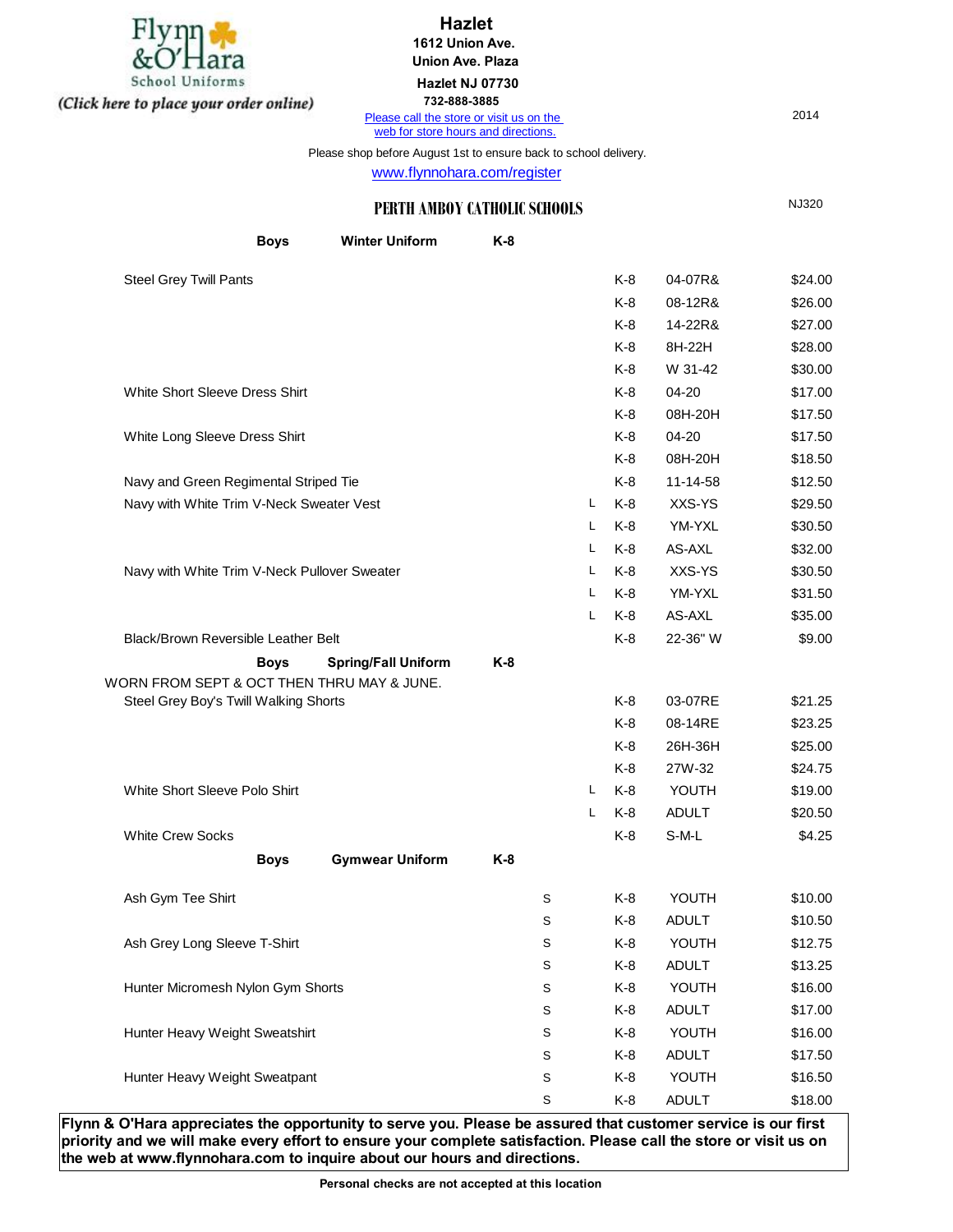Flynn &O'Hara School Uniforms

(Click here to place your order online)

**Hazlet**
**1612 Union Ave.**
**Union Ave. Plaza**
**Hazlet NJ 07730**
**732-888-3885**

Please call the store or visit us on the web for store hours and directions.

2014

Please shop before August 1st to ensure back to school delivery.

www.flynnohara.com/register

## PERTH AMBOY CATHOLIC SCHOOLS

NJ320

| | | | | | |
|---|---|---|---|---|---|
| **Boys Winter Uniform K-8** | | | | | |
| Steel Grey Twill Pants | | | K-8 | 04-07R& | $24.00 |
| | | | K-8 | 08-12R& | $26.00 |
| | | | K-8 | 14-22R& | $27.00 |
| | | | K-8 | 8H-22H | $28.00 |
| | | | K-8 | W 31-42 | $30.00 |
| White Short Sleeve Dress Shirt | | | K-8 | 04-20 | $17.00 |
| | | | K-8 | 08H-20H | $17.50 |
| White Long Sleeve Dress Shirt | | | K-8 | 04-20 | $17.50 |
| | | | K-8 | 08H-20H | $18.50 |
| Navy and Green Regimental Striped Tie | | | K-8 | 11-14-58 | $12.50 |
| Navy with White Trim V-Neck Sweater Vest | | L | K-8 | XXS-YS | $29.50 |
| | | L | K-8 | YM-YXL | $30.50 |
| | | L | K-8 | AS-AXL | $32.00 |
| Navy with White Trim V-Neck Pullover Sweater | | L | K-8 | XXS-YS | $30.50 |
| | | L | K-8 | YM-YXL | $31.50 |
| | | L | K-8 | AS-AXL | $35.00 |
| Black/Brown Reversible Leather Belt | | | K-8 | 22-36" W | $9.00 |
| **Boys Spring/Fall Uniform K-8** | | | | | |
| WORN FROM SEPT & OCT THEN THRU MAY & JUNE. | | | | | |
| Steel Grey Boy's Twill Walking Shorts | | | K-8 | 03-07RE | $21.25 |
| | | | K-8 | 08-14RE | $23.25 |
| | | | K-8 | 26H-36H | $25.00 |
| | | | K-8 | 27W-32 | $24.75 |
| White Short Sleeve Polo Shirt | | L | K-8 | YOUTH | $19.00 |
| | | L | K-8 | ADULT | $20.50 |
| White Crew Socks | | | K-8 | S-M-L | $4.25 |
| **Boys Gymwear Uniform K-8** | | | | | |
| Ash Gym Tee Shirt | S | | K-8 | YOUTH | $10.00 |
| | S | | K-8 | ADULT | $10.50 |
| Ash Grey Long Sleeve T-Shirt | S | | K-8 | YOUTH | $12.75 |
| | S | | K-8 | ADULT | $13.25 |
| Hunter Micromesh Nylon Gym Shorts | S | | K-8 | YOUTH | $16.00 |
| | S | | K-8 | ADULT | $17.00 |
| Hunter Heavy Weight Sweatshirt | S | | K-8 | YOUTH | $16.00 |
| | S | | K-8 | ADULT | $17.50 |
| Hunter Heavy Weight Sweatpant | S | | K-8 | YOUTH | $16.50 |
| | S | | K-8 | ADULT | $18.00 |

**Flynn & O'Hara appreciates the opportunity to serve you. Please be assured that customer service is our first priority and we will make every effort to ensure your complete satisfaction. Please call the store or visit us on the web at www.flynnohara.com to inquire about our hours and directions.**

**Personal checks are not accepted at this location**